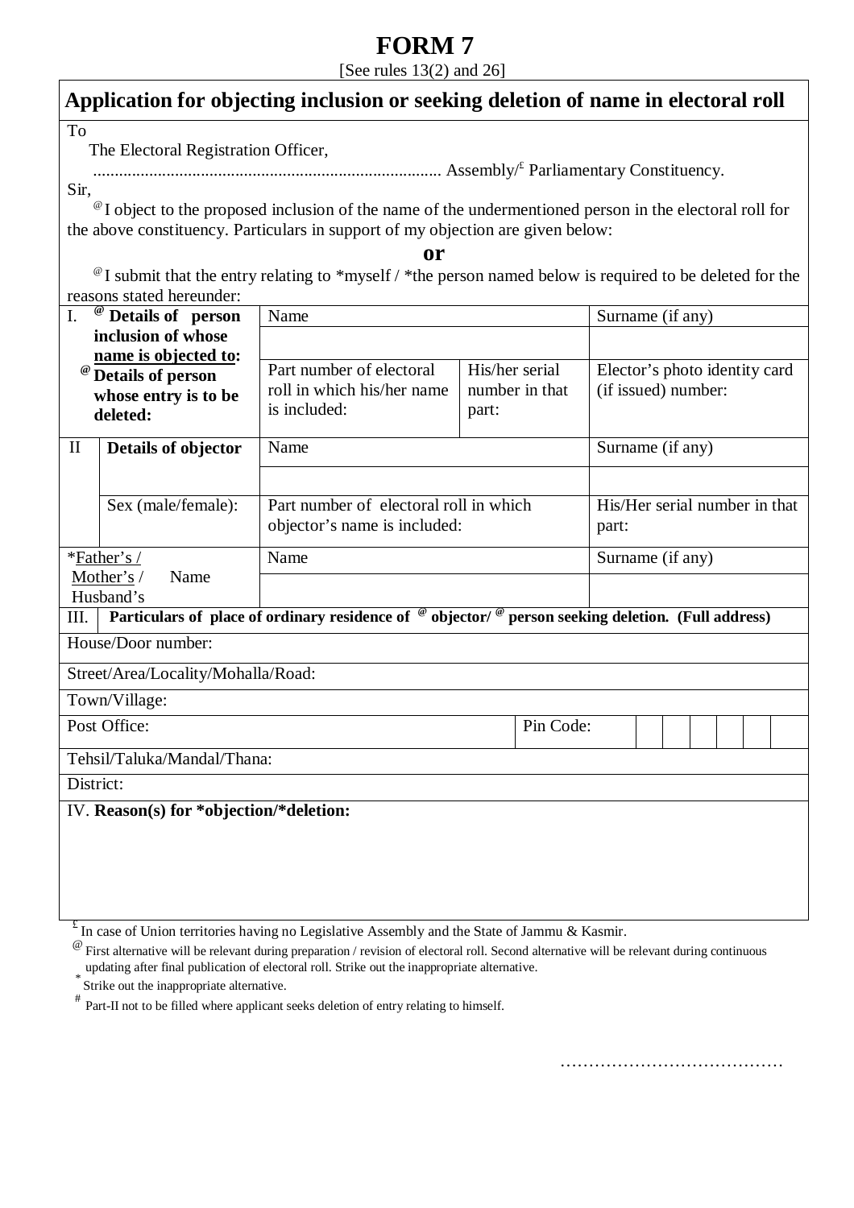# FORM 7

[See rules 13(2) and 26]

## Application for objecting inclusion or seeking deletion of name in electoral roll

To

The Electoral Registration Officer,

................................................................................ Assembly/[£] Parliamentary Constituency.

Sir,

[@] I object to the proposed inclusion of the name of the undermentioned person in the electoral roll for the above constituency. Particulars in support of my objection are given below:

**or**

[@] I submit that the entry relating to *myself / *the person named below is required to be deleted for the reasons stated hereunder:

| | | | | |
|---|---|---|---|---|
| I. **[@] Details of person inclusion of whose name is objected to:** **[@] Details of person whose entry is to be deleted:** | Name | | Surname (if any) | |
| | | | | |
| | Part number of electoral roll in which his/her name is included: | His/her serial number in that part: | Elector's photo identity card (if issued) number: | |
| II **Details of objector** | Name | | Surname (if any) | |
| | | | | |
| Sex (male/female): | Part number of electoral roll in which objector's name is included: | | His/Her serial number in that part: | |
| *Father's / Mother's / Husband's Name | Name | | Surname (if any) | |
| | | | | |

III. **Particulars of place of ordinary residence of [@] objector/ [@] person seeking deletion. (Full address)**

| | |
|---|---|
| House/Door number: | |
| Street/Area/Locality/Mohalla/Road: | |
| Town/Village: | |
| Post Office: | Pin Code: |
| Tehsil/Taluka/Mandal/Thana: | |
| District: | |

IV. **Reason(s) for *objection/*deletion:**

[£] In case of Union territories having no Legislative Assembly and the State of Jammu & Kasmir.

[@] First alternative will be relevant during preparation / revision of electoral roll. Second alternative will be relevant during continuous updating after final publication of electoral roll. Strike out the inappropriate alternative.

[*] Strike out the inappropriate alternative.

[#] Part-II not to be filled where applicant seeks deletion of entry relating to himself.

…………………………………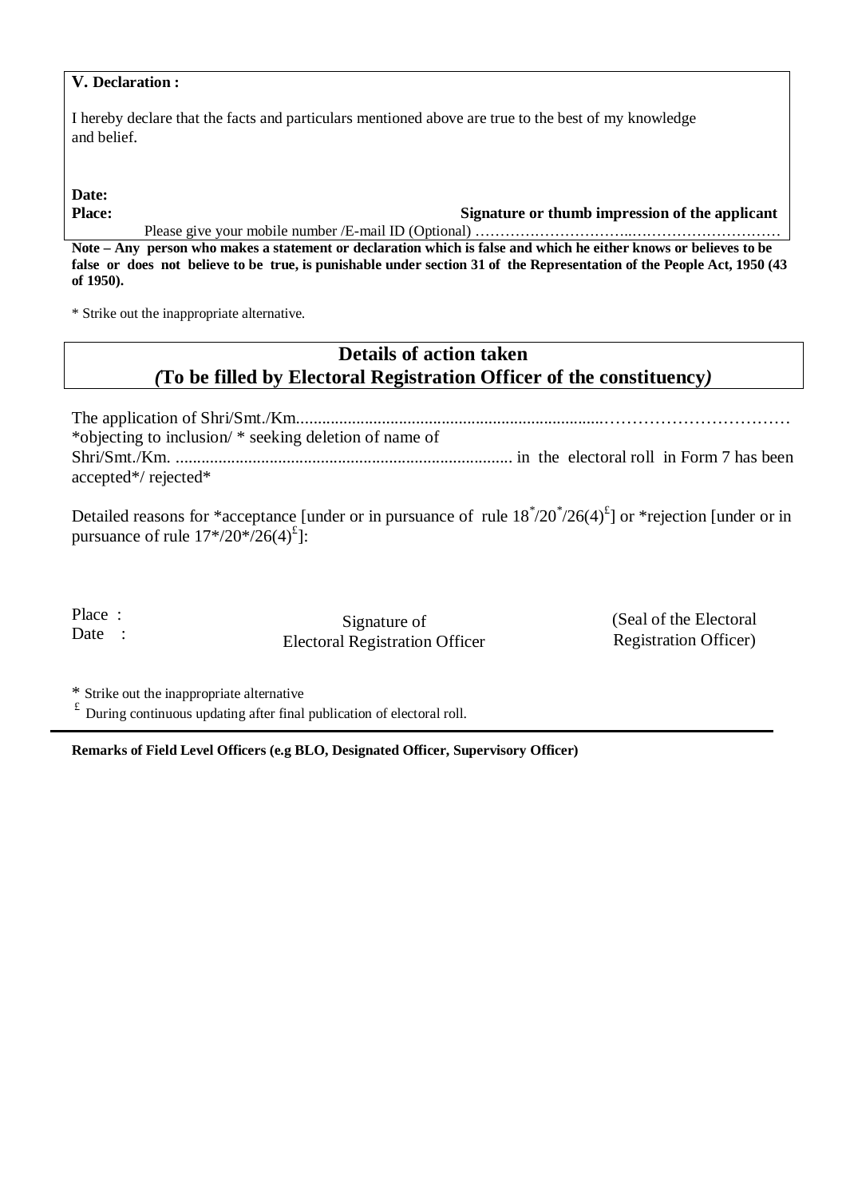**V. Declaration :**

I hereby declare that the facts and particulars mentioned above are true to the best of my knowledge and belief.

**Date:**

**Place:** **Signature or thumb impression of the applicant**

Please give your mobile number /E-mail ID (Optional) ……………………………………………………

**Note – Any person who makes a statement or declaration which is false and which he either knows or believes to be false or does not believe to be true, is punishable under section 31 of the Representation of the People Act, 1950 (43 of 1950).**

\* Strike out the inappropriate alternative.

## Details of action taken
## *(*To be filled by Electoral Registration Officer of the constituency*)*

The application of Shri/Smt./Km.......................................................................…………………………… *objecting to inclusion/ * seeking deletion of name of Shri/Smt./Km. .............................................................................. in the electoral roll in Form 7 has been accepted*/ rejected*

Detailed reasons for *acceptance [under or in pursuance of rule 18*/20*/26(4)£] or *rejection [under or in pursuance of rule 17*/20*/26(4)£]:

Place :
Date :

Signature of
Electoral Registration Officer

(Seal of the Electoral Registration Officer)

\* Strike out the inappropriate alternative

£ During continuous updating after final publication of electoral roll.

---

**Remarks of Field Level Officers (e.g BLO, Designated Officer, Supervisory Officer)**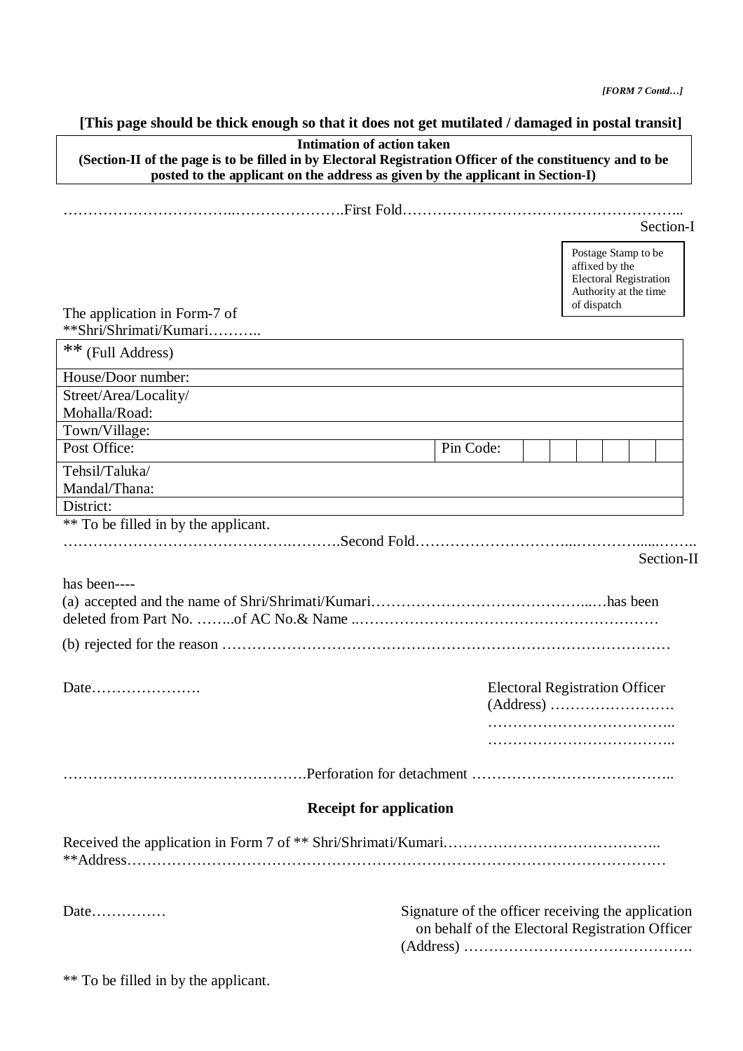*[FORM 7 Contd…]*

**[This page should be thick enough so that it does not get mutilated / damaged in postal transit]**

**Intimation of action taken**
**(Section-II of the page is to be filled in by Electoral Registration Officer of the constituency and to be posted to the applicant on the address as given by the applicant in Section-I)**

……………………………..………………….First Fold………………………………………………..

Section-I

| Postage Stamp to be affixed by the Electoral Registration Authority at the time of dispatch |
|---|

The application in Form-7 of
**Shri/Shrimati/Kumari………..

| ** (Full Address) | | | | | | | | |
|---|---|---|---|---|---|---|---|---|
| House/Door number: | | | | | | | | |
| Street/Area/Locality/ Mohalla/Road: | | | | | | | | |
| Town/Village: | | | | | | | | |
| Post Office: | Pin Code: | | | | | | | |
| Tehsil/Taluka/ Mandal/Thana: | | | | | | | | |
| District: | | | | | | | | |

** To be filled in by the applicant.

………………………………………….……….Second Fold…………………………..…………......……..

Section-II

has been----

(a) accepted and the name of Shri/Shrimati/Kumari……………………………………..…has been deleted from Part No. ……..of AC No.& Name ..……………………………………………………

(b) rejected for the reason …………………………………………………………………………………

Date………………….

Electoral Registration Officer
(Address) …………………….
………………………………..
………………………………..

………………………………………….Perforation for detachment …………………………………..

**Receipt for application**

Received the application in Form 7 of ** Shri/Shrimati/Kumari……………………………………..
**Address………………………………………………………………………………………………

Date……………

Signature of the officer receiving the application on behalf of the Electoral Registration Officer
(Address) ……………………………………….

** To be filled in by the applicant.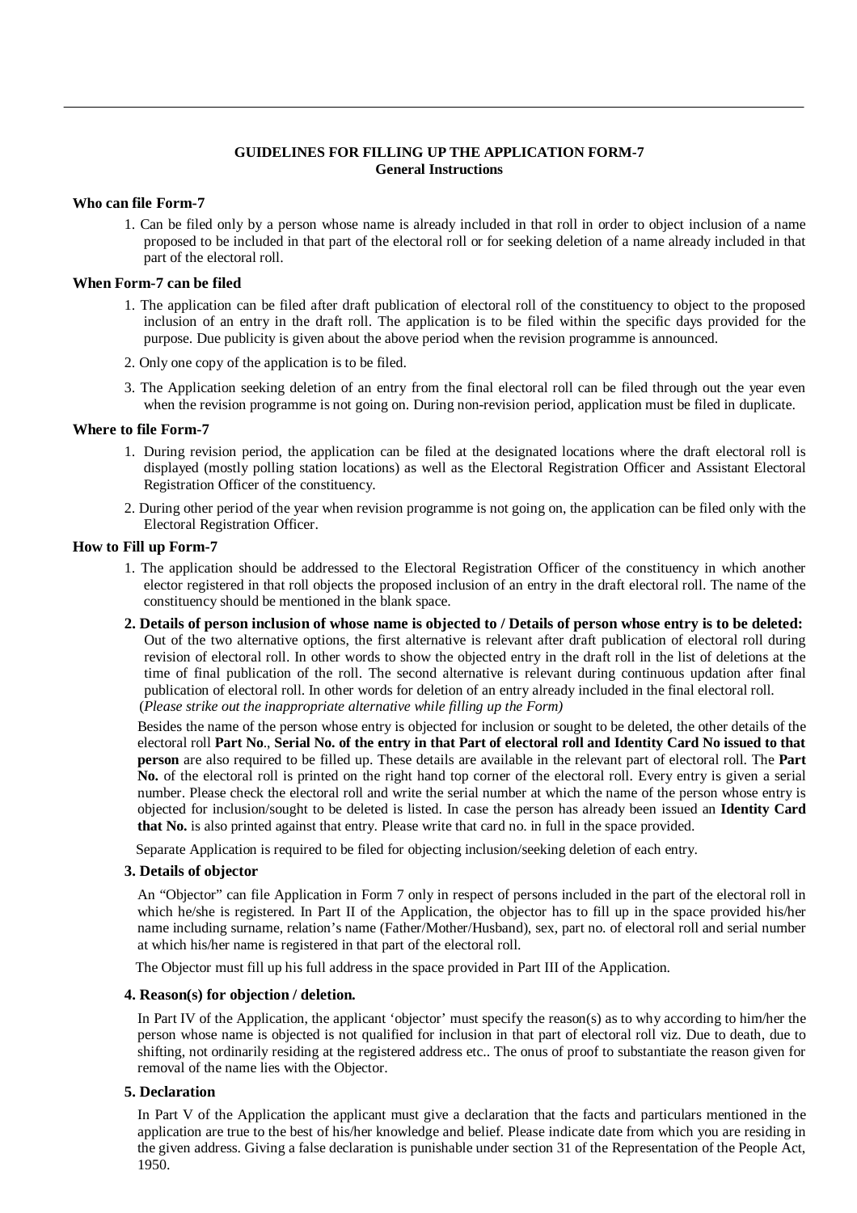## GUIDELINES FOR FILLING UP THE APPLICATION FORM-7

### General Instructions

#### Who can file Form-7

1. Can be filed only by a person whose name is already included in that roll in order to object inclusion of a name proposed to be included in that part of the electoral roll or for seeking deletion of a name already included in that part of the electoral roll.

#### When Form-7 can be filed

1. The application can be filed after draft publication of electoral roll of the constituency to object to the proposed inclusion of an entry in the draft roll. The application is to be filed within the specific days provided for the purpose. Due publicity is given about the above period when the revision programme is announced.
2. Only one copy of the application is to be filed.
3. The Application seeking deletion of an entry from the final electoral roll can be filed through out the year even when the revision programme is not going on. During non-revision period, application must be filed in duplicate.

#### Where to file Form-7

1. During revision period, the application can be filed at the designated locations where the draft electoral roll is displayed (mostly polling station locations) as well as the Electoral Registration Officer and Assistant Electoral Registration Officer of the constituency.
2. During other period of the year when revision programme is not going on, the application can be filed only with the Electoral Registration Officer.

#### How to Fill up Form-7

1. The application should be addressed to the Electoral Registration Officer of the constituency in which another elector registered in that roll objects the proposed inclusion of an entry in the draft electoral roll. The name of the constituency should be mentioned in the blank space.

2. **Details of person inclusion of whose name is objected to / Details of person whose entry is to be deleted:** Out of the two alternative options, the first alternative is relevant after draft publication of electoral roll during revision of electoral roll. In other words to show the objected entry in the draft roll in the list of deletions at the time of final publication of the roll. The second alternative is relevant during continuous updation after final publication of electoral roll. In other words for deletion of an entry already included in the final electoral roll. (*Please strike out the inappropriate alternative while filling up the Form)*

   Besides the name of the person whose entry is objected for inclusion or sought to be deleted, the other details of the electoral roll **Part No**., **Serial No. of the entry in that Part of electoral roll and Identity Card No issued to that person** are also required to be filled up. These details are available in the relevant part of electoral roll. The **Part No.** of the electoral roll is printed on the right hand top corner of the electoral roll. Every entry is given a serial number. Please check the electoral roll and write the serial number at which the name of the person whose entry is objected for inclusion/sought to be deleted is listed. In case the person has already been issued an **Identity Card that No.** is also printed against that entry. Please write that card no. in full in the space provided.

   Separate Application is required to be filed for objecting inclusion/seeking deletion of each entry.

3. **Details of objector**

   An "Objector" can file Application in Form 7 only in respect of persons included in the part of the electoral roll in which he/she is registered. In Part II of the Application, the objector has to fill up in the space provided his/her name including surname, relation's name (Father/Mother/Husband), sex, part no. of electoral roll and serial number at which his/her name is registered in that part of the electoral roll.

   The Objector must fill up his full address in the space provided in Part III of the Application.

4. **Reason(s) for objection / deletion.**

   In Part IV of the Application, the applicant 'objector' must specify the reason(s) as to why according to him/her the person whose name is objected is not qualified for inclusion in that part of electoral roll viz. Due to death, due to shifting, not ordinarily residing at the registered address etc.. The onus of proof to substantiate the reason given for removal of the name lies with the Objector.

5. **Declaration**

   In Part V of the Application the applicant must give a declaration that the facts and particulars mentioned in the application are true to the best of his/her knowledge and belief. Please indicate date from which you are residing in the given address. Giving a false declaration is punishable under section 31 of the Representation of the People Act, 1950.